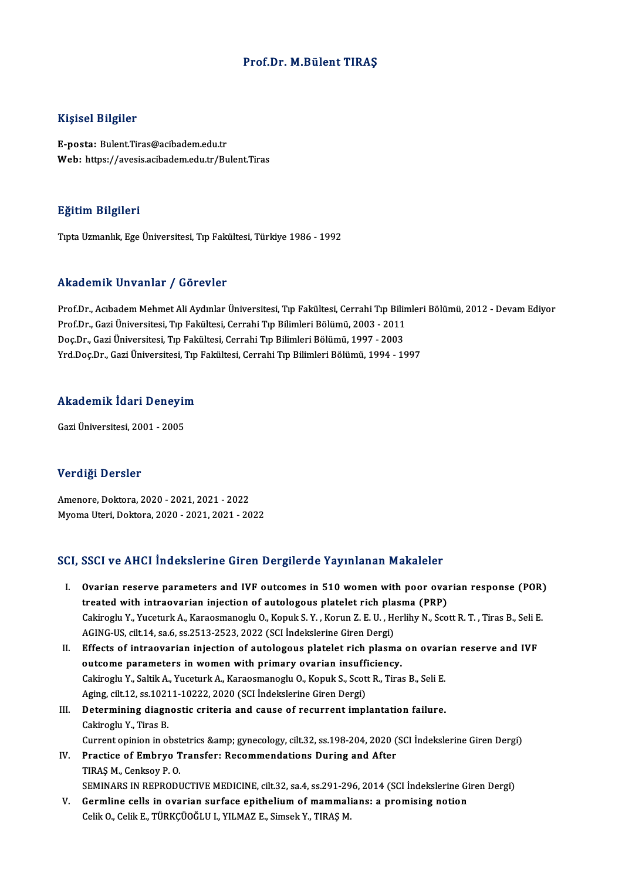# Prof.Dr. M.Bülent TIRAŞ

## Kişisel Bilgiler

**E-posta:** Bulent.Tiras@acibadem.edu.tr
**Web:** https://avesis.acibadem.edu.tr/Bulent.Tiras

## Eğitim Bilgileri

Tıpta Uzmanlık, Ege Üniversitesi, Tıp Fakültesi, Türkiye 1986 - 1992

## Akademik Unvanlar / Görevler

Prof.Dr., Acıbadem Mehmet Ali Aydınlar Üniversitesi, Tıp Fakültesi, Cerrahi Tıp Bilimleri Bölümü, 2012 - Devam Ediyor
Prof.Dr., Gazi Üniversitesi, Tıp Fakültesi, Cerrahi Tıp Bilimleri Bölümü, 2003 - 2011
Doç.Dr., Gazi Üniversitesi, Tıp Fakültesi, Cerrahi Tıp Bilimleri Bölümü, 1997 - 2003
Yrd.Doç.Dr., Gazi Üniversitesi, Tıp Fakültesi, Cerrahi Tıp Bilimleri Bölümü, 1994 - 1997

## Akademik İdari Deneyim

Gazi Üniversitesi, 2001 - 2005

## Verdiği Dersler

Amenore, Doktora, 2020 - 2021, 2021 - 2022
Myoma Uteri, Doktora, 2020 - 2021, 2021 - 2022

## SCI, SSCI ve AHCI İndekslerine Giren Dergilerde Yayınlanan Makaleler

I. **Ovarian reserve parameters and IVF outcomes in 510 women with poor ovarian response (POR) treated with intraovarian injection of autologous platelet rich plasma (PRP)**
Cakiroglu Y., Yuceturk A., Karaosmanoglu O., Kopuk S. Y. , Korun Z. E. U. , Herlihy N., Scott R. T. , Tiras B., Seli E.
AGING-US, cilt.14, sa.6, ss.2513-2523, 2022 (SCI İndekslerine Giren Dergi)

II. **Effects of intraovarian injection of autologous platelet rich plasma on ovarian reserve and IVF outcome parameters in women with primary ovarian insufficiency.**
Cakiroglu Y., Saltik A., Yuceturk A., Karaosmanoglu O., Kopuk S., Scott R., Tiras B., Seli E.
Aging, cilt.12, ss.10211-10222, 2020 (SCI İndekslerine Giren Dergi)

III. **Determining diagnostic criteria and cause of recurrent implantation failure.**
Cakiroglu Y., Tiras B.
Current opinion in obstetrics &amp; gynecology, cilt.32, ss.198-204, 2020 (SCI İndekslerine Giren Dergi)

IV. **Practice of Embryo Transfer: Recommendations During and After**
TIRAŞ M., Cenksoy P. O.
SEMINARS IN REPRODUCTIVE MEDICINE, cilt.32, sa.4, ss.291-296, 2014 (SCI İndekslerine Giren Dergi)

V. **Germline cells in ovarian surface epithelium of mammalians: a promising notion**
Celik O., Celik E., TÜRKÇÜOĞLU I., YILMAZ E., Simsek Y., TIRAŞ M.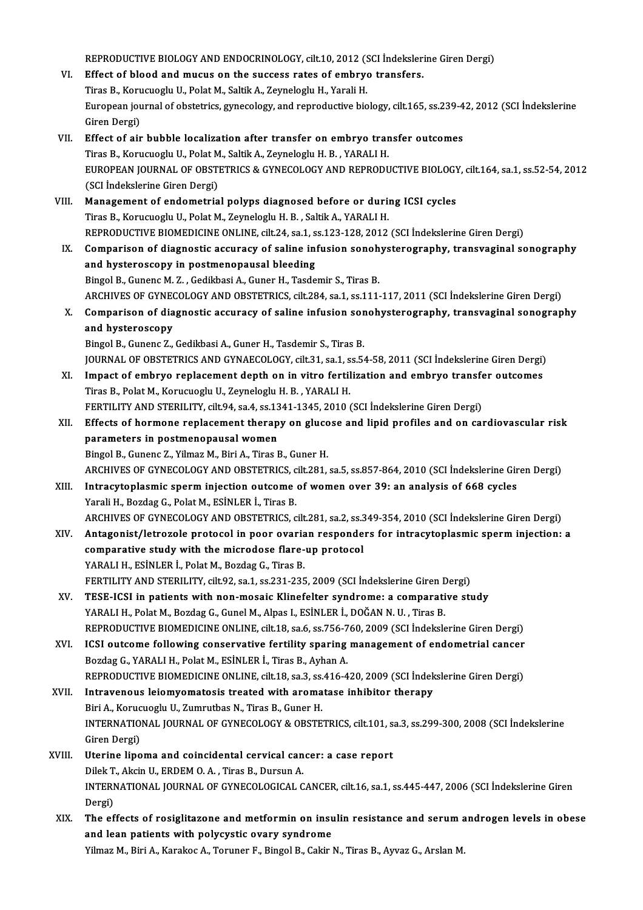REPRODUCTIVE BIOLOGY AND ENDOCRINOLOGY, cilt.10, 2012 (SCI İndekslerine Giren Dergi)

VI. **Effect of blood and mucus on the success rates of embryo transfers.**
Tiras B., Korucuoglu U., Polat M., Saltik A., Zeyneloglu H., Yarali H.
European journal of obstetrics, gynecology, and reproductive biology, cilt.165, ss.239-42, 2012 (SCI İndekslerine Giren Dergi)

VII. **Effect of air bubble localization after transfer on embryo transfer outcomes**
Tiras B., Korucuoglu U., Polat M., Saltik A., Zeyneloglu H. B. , YARALI H.
EUROPEAN JOURNAL OF OBSTETRICS & GYNECOLOGY AND REPRODUCTIVE BIOLOGY, cilt.164, sa.1, ss.52-54, 2012 (SCI İndekslerine Giren Dergi)

VIII. **Management of endometrial polyps diagnosed before or during ICSI cycles**
Tiras B., Korucuoglu U., Polat M., Zeyneloglu H. B. , Saltik A., YARALI H.
REPRODUCTIVE BIOMEDICINE ONLINE, cilt.24, sa.1, ss.123-128, 2012 (SCI İndekslerine Giren Dergi)

IX. **Comparison of diagnostic accuracy of saline infusion sonohysterography, transvaginal sonography and hysteroscopy in postmenopausal bleeding**
Bingol B., Gunenc M. Z. , Gedikbasi A., Guner H., Tasdemir S., Tiras B.
ARCHIVES OF GYNECOLOGY AND OBSTETRICS, cilt.284, sa.1, ss.111-117, 2011 (SCI İndekslerine Giren Dergi)

X. **Comparison of diagnostic accuracy of saline infusion sonohysterography, transvaginal sonography and hysteroscopy**
Bingol B., Gunenc Z., Gedikbasi A., Guner H., Tasdemir S., Tiras B.
JOURNAL OF OBSTETRICS AND GYNAECOLOGY, cilt.31, sa.1, ss.54-58, 2011 (SCI İndekslerine Giren Dergi)

XI. **Impact of embryo replacement depth on in vitro fertilization and embryo transfer outcomes**
Tiras B., Polat M., Korucuoglu U., Zeyneloglu H. B. , YARALI H.
FERTILITY AND STERILITY, cilt.94, sa.4, ss.1341-1345, 2010 (SCI İndekslerine Giren Dergi)

XII. **Effects of hormone replacement therapy on glucose and lipid profiles and on cardiovascular risk parameters in postmenopausal women**
Bingol B., Gunenc Z., Yilmaz M., Biri A., Tiras B., Guner H.
ARCHIVES OF GYNECOLOGY AND OBSTETRICS, cilt.281, sa.5, ss.857-864, 2010 (SCI İndekslerine Giren Dergi)

XIII. **Intracytoplasmic sperm injection outcome of women over 39: an analysis of 668 cycles**
Yarali H., Bozdag G., Polat M., ESİNLER İ., Tiras B.
ARCHIVES OF GYNECOLOGY AND OBSTETRICS, cilt.281, sa.2, ss.349-354, 2010 (SCI İndekslerine Giren Dergi)

XIV. **Antagonist/letrozole protocol in poor ovarian responders for intracytoplasmic sperm injection: a comparative study with the microdose flare-up protocol**
YARALI H., ESİNLER İ., Polat M., Bozdag G., Tiras B.
FERTILITY AND STERILITY, cilt.92, sa.1, ss.231-235, 2009 (SCI İndekslerine Giren Dergi)

XV. **TESE-ICSI in patients with non-mosaic Klinefelter syndrome: a comparative study**
YARALI H., Polat M., Bozdag G., Gunel M., Alpas I., ESİNLER İ., DOĞAN N. U. , Tiras B.
REPRODUCTIVE BIOMEDICINE ONLINE, cilt.18, sa.6, ss.756-760, 2009 (SCI İndekslerine Giren Dergi)

XVI. **ICSI outcome following conservative fertility sparing management of endometrial cancer**
Bozdag G., YARALI H., Polat M., ESİNLER İ., Tiras B., Ayhan A.
REPRODUCTIVE BIOMEDICINE ONLINE, cilt.18, sa.3, ss.416-420, 2009 (SCI İndekslerine Giren Dergi)

XVII. **Intravenous leiomyomatosis treated with aromatase inhibitor therapy**
Biri A., Korucuoglu U., Zumrutbas N., Tiras B., Guner H.
INTERNATIONAL JOURNAL OF GYNECOLOGY & OBSTETRICS, cilt.101, sa.3, ss.299-300, 2008 (SCI İndekslerine Giren Dergi)

XVIII. **Uterine lipoma and coincidental cervical cancer: a case report**
Dilek T., Akcin U., ERDEM O. A. , Tiras B., Dursun A.
INTERNATIONAL JOURNAL OF GYNECOLOGICAL CANCER, cilt.16, sa.1, ss.445-447, 2006 (SCI İndekslerine Giren Dergi)

XIX. **The effects of rosiglitazone and metformin on insulin resistance and serum androgen levels in obese and lean patients with polycystic ovary syndrome**
Yilmaz M., Biri A., Karakoc A., Toruner F., Bingol B., Cakir N., Tiras B., Ayvaz G., Arslan M.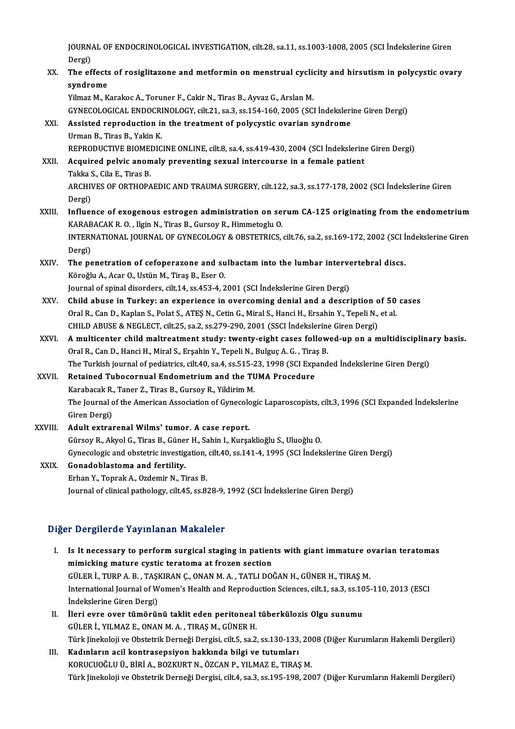JOURNAL OF ENDOCRINOLOGICAL INVESTIGATION, cilt.28, sa.11, ss.1003-1008, 2005 (SCI İndekslerine Giren Dergi)

XX. **The effects of rosiglitazone and metformin on menstrual cyclicity and hirsutism in polycystic ovary syndrome**
Yilmaz M., Karakoc A., Toruner F., Cakir N., Tiras B., Ayvaz G., Arslan M.
GYNECOLOGICAL ENDOCRINOLOGY, cilt.21, sa.3, ss.154-160, 2005 (SCI İndekslerine Giren Dergi)

XXI. **Assisted reproduction in the treatment of polycystic ovarian syndrome**
Urman B., Tiras B., Yakin K.
REPRODUCTIVE BIOMEDICINE ONLINE, cilt.8, sa.4, ss.419-430, 2004 (SCI İndekslerine Giren Dergi)

XXII. **Acquired pelvic anomaly preventing sexual intercourse in a female patient**
Takka S., Cila E., Tiras B.
ARCHIVES OF ORTHOPAEDIC AND TRAUMA SURGERY, cilt.122, sa.3, ss.177-178, 2002 (SCI İndekslerine Giren Dergi)

XXIII. **Influence of exogenous estrogen administration on serum CA-125 originating from the endometrium**
KARABACAK R. O. , Ilgin N., Tiras B., Gursoy R., Himmetoglu O.
INTERNATIONAL JOURNAL OF GYNECOLOGY & OBSTETRICS, cilt.76, sa.2, ss.169-172, 2002 (SCI İndekslerine Giren Dergi)

XXIV. **The penetration of cefoperazone and sulbactam into the lumbar intervertebral discs.**
Köroğlu A., Acar O., Ustün M., Tiraş B., Eser O.
Journal of spinal disorders, cilt.14, ss.453-4, 2001 (SCI İndekslerine Giren Dergi)

XXV. **Child abuse in Turkey: an experience in overcoming denial and a description of 50 cases**
Oral R., Can D., Kaplan S., Polat S., ATEŞ N., Cetin G., Miral S., Hanci H., Ersahin Y., Tepeli N., et al.
CHILD ABUSE & NEGLECT, cilt.25, sa.2, ss.279-290, 2001 (SSCI İndekslerine Giren Dergi)

XXVI. **A multicenter child maltreatment study: twenty-eight cases followed-up on a multidisciplinary basis.**
Oral R., Can D., Hanci H., Miral S., Erşahin Y., Tepeli N., Bulguç A. G. , Tiraş B.
The Turkish journal of pediatrics, cilt.40, sa.4, ss.515-23, 1998 (SCI Expanded İndekslerine Giren Dergi)

XXVII. **Retained Tubocornual Endometrium and the TUMA Procedure**
Karabacak R., Taner Z., Tiras B., Gursoy R., Yildirim M.
The Journal of the American Association of Gynecologic Laparoscopists, cilt.3, 1996 (SCI Expanded İndekslerine Giren Dergi)

XXVIII. **Adult extrarenal Wilms' tumor. A case report.**
Gürsoy R., Akyol G., Tiras B., Güner H., Sahin I., Kurşaklioğlu S., Uluoğlu O.
Gynecologic and obstetric investigation, cilt.40, ss.141-4, 1995 (SCI İndekslerine Giren Dergi)

XXIX. **Gonadoblastoma and fertility.**
Erhan Y., Toprak A., Ozdemir N., Tiras B.
Journal of clinical pathology, cilt.45, ss.828-9, 1992 (SCI İndekslerine Giren Dergi)

## Diğer Dergilerde Yayınlanan Makaleler

I. **Is It necessary to perform surgical staging in patients with giant immature ovarian teratomas mimicking mature cystic teratoma at frozen section**
GÜLER İ., TURP A. B. , TAŞKIRAN Ç., ONAN M. A. , TATLI DOĞAN H., GÜNER H., TIRAŞ M.
International Journal of Women's Health and Reproduction Sciences, cilt.1, sa.3, ss.105-110, 2013 (ESCI İndekslerine Giren Dergi)

II. **İleri evre over tümörünü taklit eden peritoneal tüberkülozis Olgu sunumu**
GÜLER İ., YILMAZ E., ONAN M. A. , TIRAŞ M., GÜNER H.
Türk Jinekoloji ve Obstetrik Derneği Dergisi, cilt.5, sa.2, ss.130-133, 2008 (Diğer Kurumların Hakemli Dergileri)

III. **Kadınların acil kontrasepsiyon hakkında bilgi ve tutumları**
KORUCUOĞLU Ü., BİRİ A., BOZKURT N., ÖZCAN P., YILMAZ E., TIRAŞ M.
Türk Jinekoloji ve Obstetrik Derneği Dergisi, cilt.4, sa.3, ss.195-198, 2007 (Diğer Kurumların Hakemli Dergileri)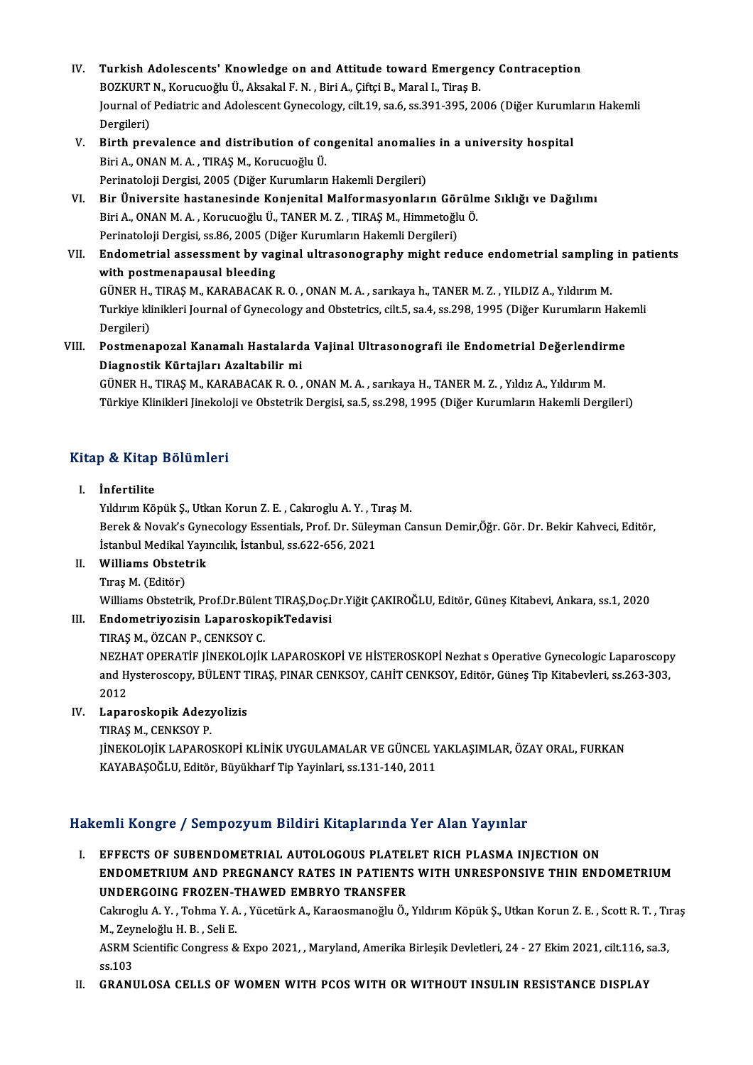IV. **Turkish Adolescents' Knowledge on and Attitude toward Emergency Contraception**
BOZKURT N., Korucuoğlu Ü., Aksakal F. N. , Biri A., Çiftçi B., Maral I., Tiraş B.
Journal of Pediatric and Adolescent Gynecology, cilt.19, sa.6, ss.391-395, 2006 (Diğer Kurumların Hakemli Dergileri)

V. **Birth prevalence and distribution of congenital anomalies in a university hospital**
Biri A., ONAN M. A. , TIRAŞ M., Korucuoğlu Ü.
Perinatoloji Dergisi, 2005 (Diğer Kurumların Hakemli Dergileri)

VI. **Bir Üniversite hastanesinde Konjenital Malformasyonların Görülme Sıklığı ve Dağılımı**
Biri A., ONAN M. A. , Korucuoğlu Ü., TANER M. Z. , TIRAŞ M., Himmetoğlu Ö.
Perinatoloji Dergisi, ss.86, 2005 (Diğer Kurumların Hakemli Dergileri)

VII. **Endometrial assessment by vaginal ultrasonography might reduce endometrial sampling in patients with postmenapausal bleeding**
GÜNER H., TIRAŞ M., KARABACAK R. O. , ONAN M. A. , sarıkaya h., TANER M. Z. , YILDIZ A., Yıldırım M.
Turkiye klinikleri Journal of Gynecology and Obstetrics, cilt.5, sa.4, ss.298, 1995 (Diğer Kurumların Hakemli Dergileri)

VIII. **Postmenapozal Kanamalı Hastalarda Vajinal Ultrasonografi ile Endometrial Değerlendirme Diagnostik Kürtajları Azaltabilir mi**
GÜNER H., TIRAŞ M., KARABACAK R. O. , ONAN M. A. , sarıkaya H., TANER M. Z. , Yıldız A., Yıldırım M.
Türkiye Klinikleri Jinekoloji ve Obstetrik Dergisi, sa.5, ss.298, 1995 (Diğer Kurumların Hakemli Dergileri)

## Kitap & Kitap Bölümleri

I. **İnfertilite**
Yıldırım Köpük Ş., Utkan Korun Z. E. , Cakıroglu A. Y. , Tıraş M.
Berek & Novak's Gynecology Essentials, Prof. Dr. Süleyman Cansun Demir,Öğr. Gör. Dr. Bekir Kahveci, Editör, İstanbul Medikal Yayıncılık, İstanbul, ss.622-656, 2021

II. **Williams Obstetrik**
Tıraş M. (Editör)
Williams Obstetrik, Prof.Dr.Bülent TIRAŞ,Doç.Dr.Yiğit ÇAKIROĞLU, Editör, Güneş Kitabevi, Ankara, ss.1, 2020

III. **Endometriyozisin LaparoskopikTedavisi**
TIRAŞ M., ÖZCAN P., CENKSOY C.
NEZHAT OPERATİF JİNEKOLOJİK LAPAROSKOPİ VE HİSTEROSKOPİ Nezhat s Operative Gynecologic Laparoscopy and Hysteroscopy, BÜLENT TIRAŞ, PINAR CENKSOY, CAHİT CENKSOY, Editör, Güneş Tip Kitabevleri, ss.263-303, 2012

IV. **Laparoskopik Adezyolizis**
TIRAŞ M., CENKSOY P.
JİNEKOLOJİK LAPAROSKOPİ KLİNİK UYGULAMALAR VE GÜNCEL YAKLAŞIMLAR, ÖZAY ORAL, FURKAN KAYABAŞOĞLU, Editör, Büyükharf Tip Yayinlari, ss.131-140, 2011

## Hakemli Kongre / Sempozyum Bildiri Kitaplarında Yer Alan Yayınlar

I. **EFFECTS OF SUBENDOMETRIAL AUTOLOGOUS PLATELET RICH PLASMA INJECTION ON ENDOMETRIUM AND PREGNANCY RATES IN PATIENTS WITH UNRESPONSIVE THIN ENDOMETRIUM UNDERGOING FROZEN-THAWED EMBRYO TRANSFER**
Cakıroglu A. Y. , Tohma Y. A. , Yücetürk A., Karaosmanoğlu Ö., Yıldırım Köpük Ş., Utkan Korun Z. E. , Scott R. T. , Tıraş M., Zeyneloğlu H. B. , Seli E.
ASRM Scientific Congress & Expo 2021, , Maryland, Amerika Birleşik Devletleri, 24 - 27 Ekim 2021, cilt.116, sa.3, ss.103

II. **GRANULOSA CELLS OF WOMEN WITH PCOS WITH OR WITHOUT INSULIN RESISTANCE DISPLAY**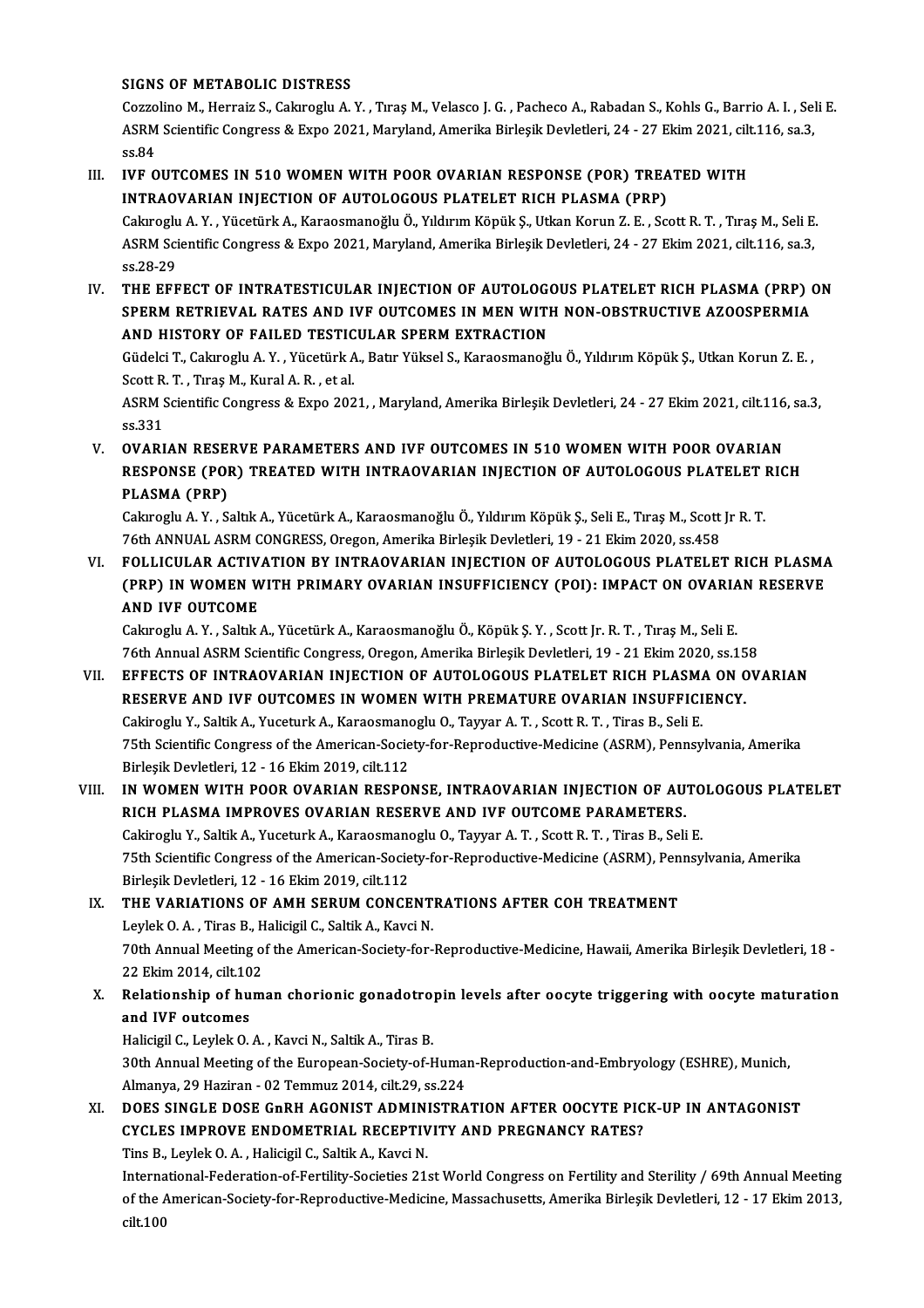SIGNS OF METABOLIC DISTRESS
Cozzolino M., Herraiz S., Cakıroglu A. Y. , Tıraş M., Velasco J. G. , Pacheco A., Rabadan S., Kohls G., Barrio A. I. , Seli E. ASRM Scientific Congress & Expo 2021, Maryland, Amerika Birleşik Devletleri, 24 - 27 Ekim 2021, cilt.116, sa.3, ss.84

III. IVF OUTCOMES IN 510 WOMEN WITH POOR OVARIAN RESPONSE (POR) TREATED WITH INTRAOVARIAN INJECTION OF AUTOLOGOUS PLATELET RICH PLASMA (PRP)
Cakıroglu A. Y. , Yücetürk A., Karaosmanoğlu Ö., Yıldırım Köpük Ş., Utkan Korun Z. E. , Scott R. T. , Tıraş M., Seli E. ASRM Scientific Congress & Expo 2021, Maryland, Amerika Birleşik Devletleri, 24 - 27 Ekim 2021, cilt.116, sa.3, ss.28-29

IV. THE EFFECT OF INTRATESTICULAR INJECTION OF AUTOLOGOUS PLATELET RICH PLASMA (PRP) ON SPERM RETRIEVAL RATES AND IVF OUTCOMES IN MEN WITH NON-OBSTRUCTIVE AZOOSPERMIA AND HISTORY OF FAILED TESTICULAR SPERM EXTRACTION
Güdelci T., Cakıroglu A. Y. , Yücetürk A., Batır Yüksel S., Karaosmanoğlu Ö., Yıldırım Köpük Ş., Utkan Korun Z. E. , Scott R. T. , Tıraş M., Kural A. R. , et al.
ASRM Scientific Congress & Expo 2021, , Maryland, Amerika Birleşik Devletleri, 24 - 27 Ekim 2021, cilt.116, sa.3, ss.331

V. OVARIAN RESERVE PARAMETERS AND IVF OUTCOMES IN 510 WOMEN WITH POOR OVARIAN RESPONSE (POR) TREATED WITH INTRAOVARIAN INJECTION OF AUTOLOGOUS PLATELET RICH PLASMA (PRP)
Cakıroglu A. Y. , Saltık A., Yücetürk A., Karaosmanoğlu Ö., Yıldırım Köpük Ş., Seli E., Tıraş M., Scott Jr R. T. 76th ANNUAL ASRM CONGRESS, Oregon, Amerika Birleşik Devletleri, 19 - 21 Ekim 2020, ss.458

VI. FOLLICULAR ACTIVATION BY INTRAOVARIAN INJECTION OF AUTOLOGOUS PLATELET RICH PLASMA (PRP) IN WOMEN WITH PRIMARY OVARIAN INSUFFICIENCY (POI): IMPACT ON OVARIAN RESERVE AND IVF OUTCOME
Cakıroglu A. Y. , Saltık A., Yücetürk A., Karaosmanoğlu Ö., Köpük Ş. Y. , Scott Jr. R. T. , Tıraş M., Seli E. 76th Annual ASRM Scientific Congress, Oregon, Amerika Birleşik Devletleri, 19 - 21 Ekim 2020, ss.158

VII. EFFECTS OF INTRAOVARIAN INJECTION OF AUTOLOGOUS PLATELET RICH PLASMA ON OVARIAN RESERVE AND IVF OUTCOMES IN WOMEN WITH PREMATURE OVARIAN INSUFFICIENCY.
Cakiroglu Y., Saltik A., Yuceturk A., Karaosmanoglu O., Tayyar A. T. , Scott R. T. , Tiras B., Seli E. 75th Scientific Congress of the American-Society-for-Reproductive-Medicine (ASRM), Pennsylvania, Amerika Birleşik Devletleri, 12 - 16 Ekim 2019, cilt.112

VIII. IN WOMEN WITH POOR OVARIAN RESPONSE, INTRAOVARIAN INJECTION OF AUTOLOGOUS PLATELET RICH PLASMA IMPROVES OVARIAN RESERVE AND IVF OUTCOME PARAMETERS.
Cakiroglu Y., Saltik A., Yuceturk A., Karaosmanoglu O., Tayyar A. T. , Scott R. T. , Tiras B., Seli E. 75th Scientific Congress of the American-Society-for-Reproductive-Medicine (ASRM), Pennsylvania, Amerika Birleşik Devletleri, 12 - 16 Ekim 2019, cilt.112

IX. THE VARIATIONS OF AMH SERUM CONCENTRATIONS AFTER COH TREATMENT
Leylek O. A. , Tiras B., Halicigil C., Saltik A., Kavci N.
70th Annual Meeting of the American-Society-for-Reproductive-Medicine, Hawaii, Amerika Birleşik Devletleri, 18 - 22 Ekim 2014, cilt.102

X. Relationship of human chorionic gonadotropin levels after oocyte triggering with oocyte maturation and IVF outcomes
Halicigil C., Leylek O. A. , Kavci N., Saltik A., Tiras B.
30th Annual Meeting of the European-Society-of-Human-Reproduction-and-Embryology (ESHRE), Munich, Almanya, 29 Haziran - 02 Temmuz 2014, cilt.29, ss.224

XI. DOES SINGLE DOSE GnRH AGONIST ADMINISTRATION AFTER OOCYTE PICK-UP IN ANTAGONIST CYCLES IMPROVE ENDOMETRIAL RECEPTIVITY AND PREGNANCY RATES?
Tins B., Leylek O. A. , Halicigil C., Saltik A., Kavci N.
International-Federation-of-Fertility-Societies 21st World Congress on Fertility and Sterility / 69th Annual Meeting of the American-Society-for-Reproductive-Medicine, Massachusetts, Amerika Birleşik Devletleri, 12 - 17 Ekim 2013, cilt.100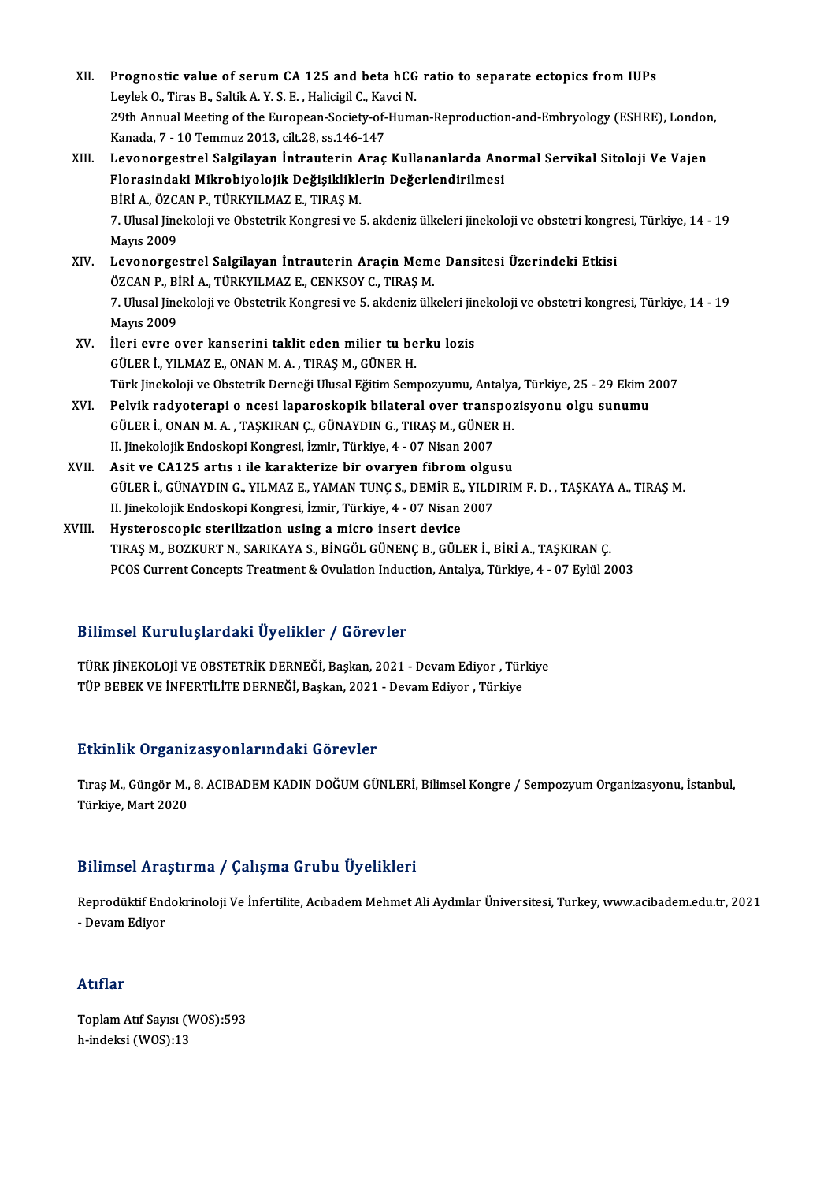XII. **Prognostic value of serum CA 125 and beta hCG ratio to separate ectopics from IUPs**
Leylek O., Tiras B., Saltik A. Y. S. E. , Halicigil C., Kavci N.
29th Annual Meeting of the European-Society-of-Human-Reproduction-and-Embryology (ESHRE), London, Kanada, 7 - 10 Temmuz 2013, cilt.28, ss.146-147

XIII. **Levonorgestrel Salgilayan İntrauterin Araç Kullananlarda Anormal Servikal Sitoloji Ve Vajen Florasindaki Mikrobiyolojik Değişikliklerin Değerlendirilmesi**
BİRİ A., ÖZCAN P., TÜRKYILMAZ E., TIRAŞ M.
7. Ulusal Jinekoloji ve Obstetrik Kongresi ve 5. akdeniz ülkeleri jinekoloji ve obstetri kongresi, Türkiye, 14 - 19 Mayıs 2009

XIV. **Levonorgestrel Salgilayan İntrauterin Araçin Meme Dansitesi Üzerindeki Etkisi**
ÖZCAN P., BİRİ A., TÜRKYILMAZ E., CENKSOY C., TIRAŞ M.
7. Ulusal Jinekoloji ve Obstetrik Kongresi ve 5. akdeniz ülkeleri jinekoloji ve obstetri kongresi, Türkiye, 14 - 19 Mayıs 2009

XV. **İleri evre over kanserini taklit eden milier tu berku lozis**
GÜLER İ., YILMAZ E., ONAN M. A. , TIRAŞ M., GÜNER H.
Türk Jinekoloji ve Obstetrik Derneği Ulusal Eğitim Sempozyumu, Antalya, Türkiye, 25 - 29 Ekim 2007

XVI. **Pelvik radyoterapi o ncesi laparoskopik bilateral over transpozisyonu olgu sunumu**
GÜLER İ., ONAN M. A. , TAŞKIRAN Ç., GÜNAYDIN G., TIRAŞ M., GÜNER H.
II. Jinekolojik Endoskopi Kongresi, İzmir, Türkiye, 4 - 07 Nisan 2007

XVII. **Asit ve CA125 artıs ı ile karakterize bir ovaryen fibrom olgusu**
GÜLER İ., GÜNAYDIN G., YILMAZ E., YAMAN TUNÇ S., DEMİR E., YILDIRIM F. D. , TAŞKAYA A., TIRAŞ M.
II. Jinekolojik Endoskopi Kongresi, İzmir, Türkiye, 4 - 07 Nisan 2007

XVIII. **Hysteroscopic sterilization using a micro insert device**
TIRAŞ M., BOZKURT N., SARIKAYA S., BİNGÖL GÜNENÇ B., GÜLER İ., BİRİ A., TAŞKIRAN Ç.
PCOS Current Concepts Treatment & Ovulation Induction, Antalya, Türkiye, 4 - 07 Eylül 2003

## Bilimsel Kuruluşlardaki Üyelikler / Görevler

TÜRK JİNEKOLOJİ VE OBSTETRİK DERNEĞİ, Başkan, 2021 - Devam Ediyor , Türkiye
TÜP BEBEK VE İNFERTİLİTE DERNEĞİ, Başkan, 2021 - Devam Ediyor , Türkiye

## Etkinlik Organizasyonlarındaki Görevler

Tıraş M., Güngör M., 8. ACIBADEM KADIN DOĞUM GÜNLERİ, Bilimsel Kongre / Sempozyum Organizasyonu, İstanbul, Türkiye, Mart 2020

## Bilimsel Araştırma / Çalışma Grubu Üyelikleri

Reprodüktif Endokrinoloji Ve İnfertilite, Acıbadem Mehmet Ali Aydınlar Üniversitesi, Turkey, www.acibadem.edu.tr, 2021 - Devam Ediyor

## Atıflar

Toplam Atıf Sayısı (WOS):593
h-indeksi (WOS):13